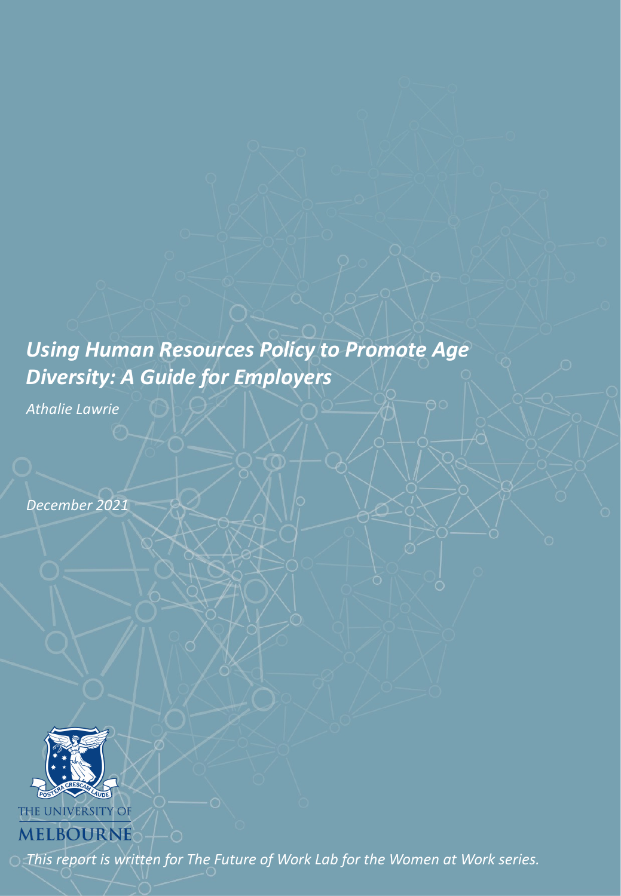# *Using Human Resources Policy to Promote Age Diversity: A Guide for Employers*

*Athalie Lawrie*

*December 2021*

THE UNIVERSITY OF MELBOURNE

*This report is written for The Future of Work Lab for the Women at Work series.*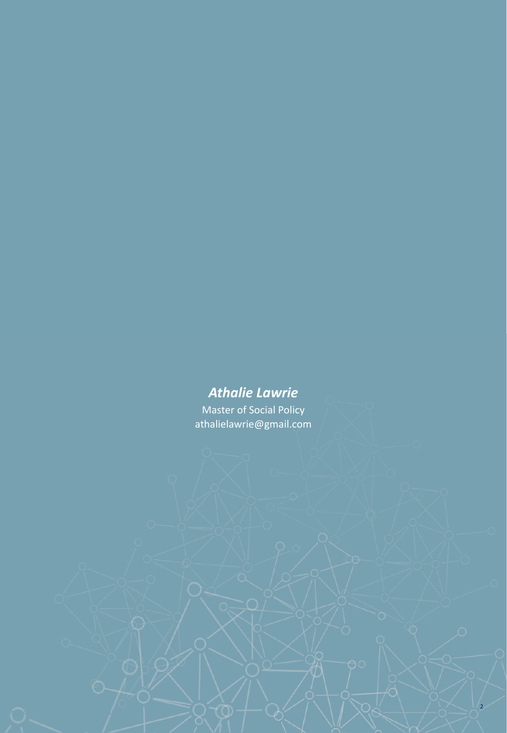***Athalie Lawrie***

Master of Social Policy

athalielawrie@gmail.com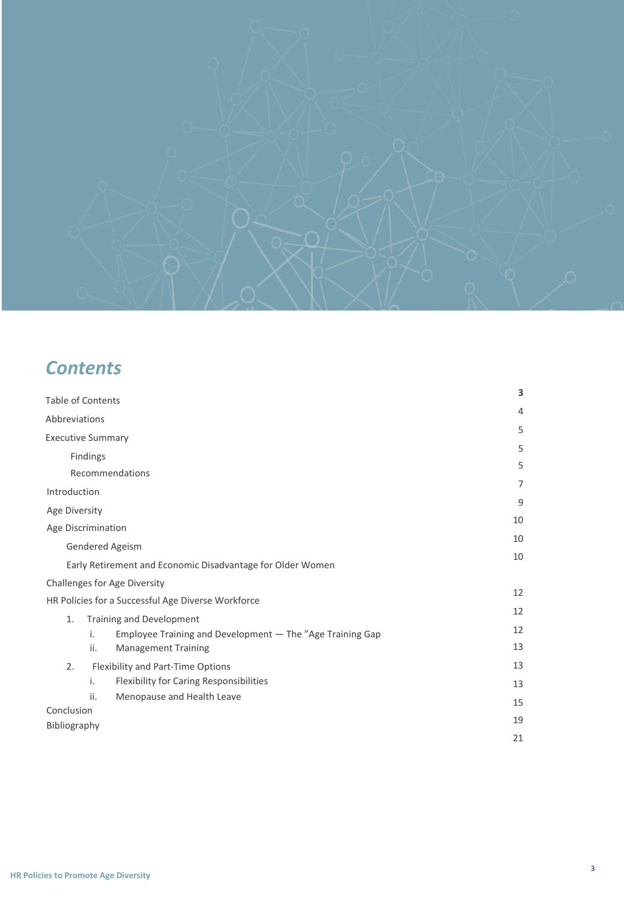## *Contents*

| | |
|---|---|
| Table of Contents | **3** |
| Abbreviations | 4 |
| Executive Summary | 5 |
| &nbsp;&nbsp;&nbsp;&nbsp;Findings | 5 |
| &nbsp;&nbsp;&nbsp;&nbsp;Recommendations | 5 |
| Introduction | 7 |
| Age Diversity | 9 |
| Age Discrimination | 10 |
| &nbsp;&nbsp;&nbsp;&nbsp;Gendered Ageism | 10 |
| &nbsp;&nbsp;&nbsp;&nbsp;Early Retirement and Economic Disadvantage for Older Women | 10 |
| Challenges for Age Diversity | 12 |
| HR Policies for a Successful Age Diverse Workforce | 12 |
| &nbsp;&nbsp;&nbsp;&nbsp;1. Training and Development | 12 |
| &nbsp;&nbsp;&nbsp;&nbsp;&nbsp;&nbsp;&nbsp;&nbsp;i. Employee Training and Development — The "Age Training Gap | 13 |
| &nbsp;&nbsp;&nbsp;&nbsp;&nbsp;&nbsp;&nbsp;&nbsp;ii. Management Training | 13 |
| &nbsp;&nbsp;&nbsp;&nbsp;2. Flexibility and Part-Time Options | 13 |
| &nbsp;&nbsp;&nbsp;&nbsp;&nbsp;&nbsp;&nbsp;&nbsp;i. Flexibility for Caring Responsibilities | 15 |
| &nbsp;&nbsp;&nbsp;&nbsp;&nbsp;&nbsp;&nbsp;&nbsp;ii. Menopause and Health Leave | 19 |
| Conclusion | 21 |
| Bibliography | |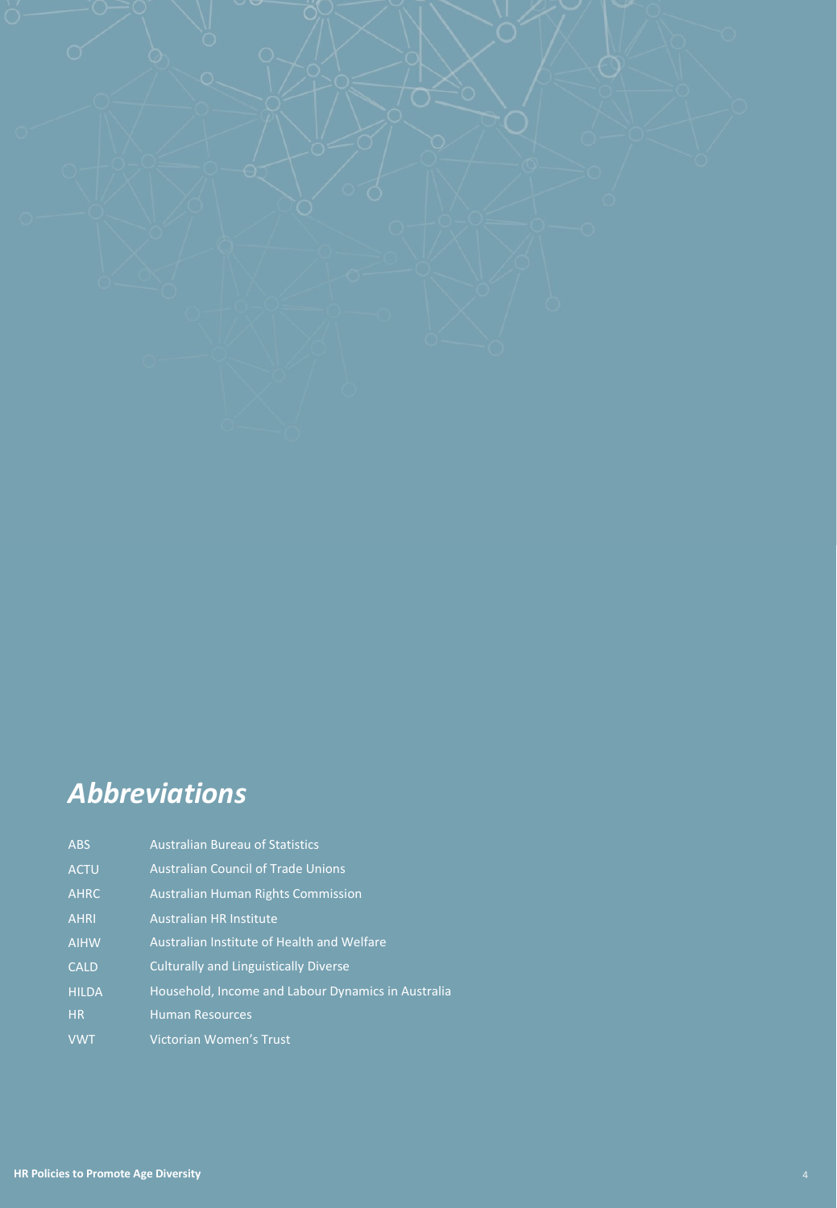# *Abbreviations*

| | |
|---|---|
| ABS | Australian Bureau of Statistics |
| ACTU | Australian Council of Trade Unions |
| AHRC | Australian Human Rights Commission |
| AHRI | Australian HR Institute |
| AIHW | Australian Institute of Health and Welfare |
| CALD | Culturally and Linguistically Diverse |
| HILDA | Household, Income and Labour Dynamics in Australia |
| HR | Human Resources |
| VWT | Victorian Women's Trust |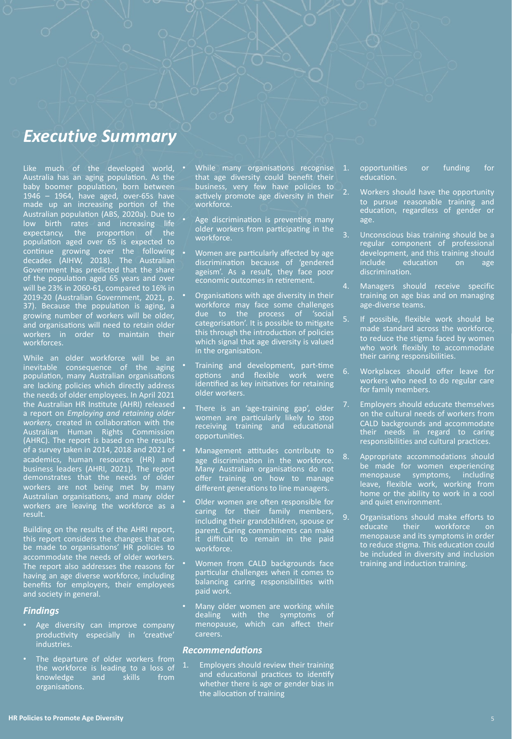## *Executive Summary*

Like much of the developed world, Australia has an aging population. As the baby boomer population, born between 1946 – 1964, have aged, over-65s have made up an increasing portion of the Australian population (ABS, 2020a). Due to low birth rates and increasing life expectancy, the proportion of the population aged over 65 is expected to continue growing over the following decades (AIHW, 2018). The Australian Government has predicted that the share of the population aged 65 years and over will be 23% in 2060-61, compared to 16% in 2019-20 (Australian Government, 2021, p. 37). Because the population is aging, a growing number of workers will be older, and organisations will need to retain older workers in order to maintain their workforces.

While an older workforce will be an inevitable consequence of the aging population, many Australian organisations are lacking policies which directly address the needs of older employees. In April 2021 the Australian HR Institute (AHRI) released a report on *Employing and retaining older workers,* created in collaboration with the Australian Human Rights Commission (AHRC). The report is based on the results of a survey taken in 2014, 2018 and 2021 of academics, human resources (HR) and business leaders (AHRI, 2021). The report demonstrates that the needs of older workers are not being met by many Australian organisations, and many older workers are leaving the workforce as a result.

Building on the results of the AHRI report, this report considers the changes that can be made to organisations' HR policies to accommodate the needs of older workers. The report also addresses the reasons for having an age diverse workforce, including benefits for employers, their employees and society in general.

### *Findings*

- Age diversity can improve company productivity especially in 'creative' industries.
- The departure of older workers from the workforce is leading to a loss of knowledge and skills from organisations.
- While many organisations recognise that age diversity could benefit their business, very few have policies to actively promote age diversity in their workforce.
- Age discrimination is preventing many older workers from participating in the workforce.
- Women are particularly affected by age discrimination because of 'gendered ageism'. As a result, they face poor economic outcomes in retirement.
- Organisations with age diversity in their workforce may face some challenges due to the process of 'social categorisation'. It is possible to mitigate this through the introduction of policies which signal that age diversity is valued in the organisation.
- Training and development, part-time options and flexible work were identified as key initiatives for retaining older workers.
- There is an 'age-training gap', older women are particularly likely to stop receiving training and educational opportunities.
- Management attitudes contribute to age discrimination in the workforce. Many Australian organisations do not offer training on how to manage different generations to line managers.
- Older women are often responsible for caring for their family members, including their grandchildren, spouse or parent. Caring commitments can make it difficult to remain in the paid workforce.
- Women from CALD backgrounds face particular challenges when it comes to balancing caring responsibilities with paid work.
- Many older women are working while dealing with the symptoms of menopause, which can affect their careers.

### *Recommendations*

1. Employers should review their training and educational practices to identify whether there is age or gender bias in the allocation of training opportunities or funding for education.
2. Workers should have the opportunity to pursue reasonable training and education, regardless of gender or age.
3. Unconscious bias training should be a regular component of professional development, and this training should include education on age discrimination.
4. Managers should receive specific training on age bias and on managing age-diverse teams.
5. If possible, flexible work should be made standard across the workforce, to reduce the stigma faced by women who work flexibly to accommodate their caring responsibilities.
6. Workplaces should offer leave for workers who need to do regular care for family members.
7. Employers should educate themselves on the cultural needs of workers from CALD backgrounds and accommodate their needs in regard to caring responsibilities and cultural practices.
8. Appropriate accommodations should be made for women experiencing menopause symptoms, including leave, flexible work, working from home or the ability to work in a cool and quiet environment.
9. Organisations should make efforts to educate their workforce on menopause and its symptoms in order to reduce stigma. This education could be included in diversity and inclusion training and induction training.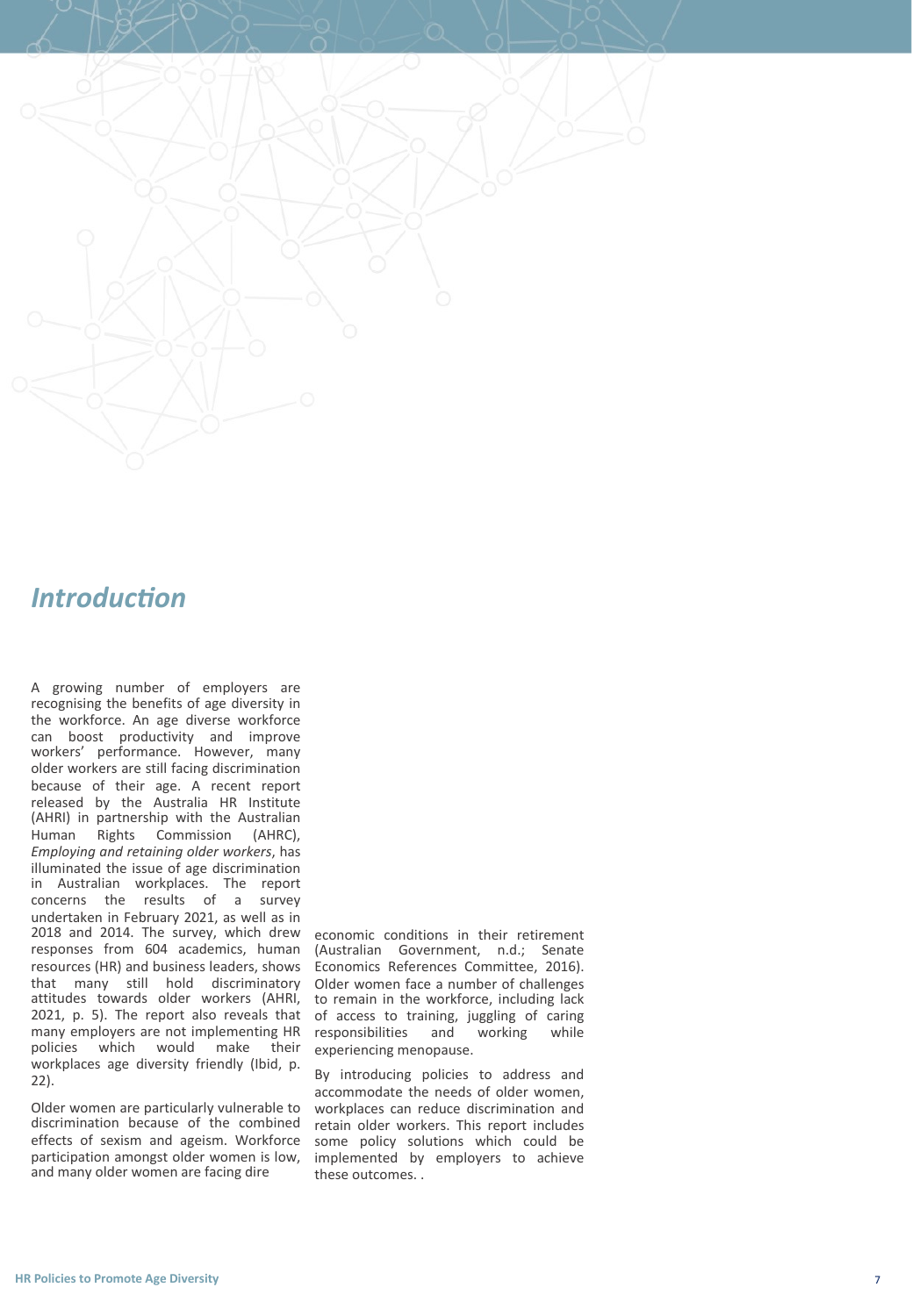## *Introduction*

A growing number of employers are recognising the benefits of age diversity in the workforce. An age diverse workforce can boost productivity and improve workers' performance. However, many older workers are still facing discrimination because of their age. A recent report released by the Australia HR Institute (AHRI) in partnership with the Australian Human Rights Commission (AHRC), *Employing and retaining older workers*, has illuminated the issue of age discrimination in Australian workplaces. The report concerns the results of a survey undertaken in February 2021, as well as in 2018 and 2014. The survey, which drew responses from 604 academics, human resources (HR) and business leaders, shows that many still hold discriminatory attitudes towards older workers (AHRI, 2021, p. 5). The report also reveals that many employers are not implementing HR policies which would make their workplaces age diversity friendly (Ibid, p. 22).

Older women are particularly vulnerable to discrimination because of the combined effects of sexism and ageism. Workforce participation amongst older women is low, and many older women are facing dire economic conditions in their retirement (Australian Government, n.d.; Senate Economics References Committee, 2016). Older women face a number of challenges to remain in the workforce, including lack of access to training, juggling of caring responsibilities and working while experiencing menopause.

By introducing policies to address and accommodate the needs of older women, workplaces can reduce discrimination and retain older workers. This report includes some policy solutions which could be implemented by employers to achieve these outcomes. .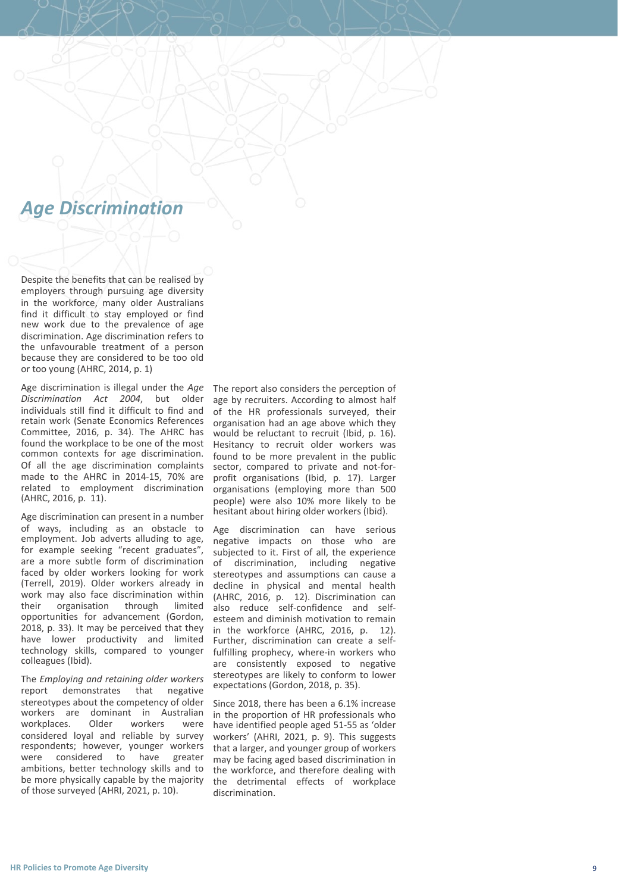# *Age Discrimination*

Despite the benefits that can be realised by employers through pursuing age diversity in the workforce, many older Australians find it difficult to stay employed or find new work due to the prevalence of age discrimination. Age discrimination refers to the unfavourable treatment of a person because they are considered to be too old or too young (AHRC, 2014, p. 1)

Age discrimination is illegal under the *Age Discrimination Act 2004*, but older individuals still find it difficult to find and retain work (Senate Economics References Committee, 2016, p. 34). The AHRC has found the workplace to be one of the most common contexts for age discrimination. Of all the age discrimination complaints made to the AHRC in 2014-15, 70% are related to employment discrimination (AHRC, 2016, p. 11).

Age discrimination can present in a number of ways, including as an obstacle to employment. Job adverts alluding to age, for example seeking "recent graduates", are a more subtle form of discrimination faced by older workers looking for work (Terrell, 2019). Older workers already in work may also face discrimination within their organisation through limited opportunities for advancement (Gordon, 2018, p. 33). It may be perceived that they have lower productivity and limited technology skills, compared to younger colleagues (Ibid).

The *Employing and retaining older workers* report demonstrates that negative stereotypes about the competency of older workers are dominant in Australian workplaces. Older workers were considered loyal and reliable by survey respondents; however, younger workers were considered to have greater ambitions, better technology skills and to be more physically capable by the majority of those surveyed (AHRI, 2021, p. 10).

The report also considers the perception of age by recruiters. According to almost half of the HR professionals surveyed, their organisation had an age above which they would be reluctant to recruit (Ibid, p. 16). Hesitancy to recruit older workers was found to be more prevalent in the public sector, compared to private and not-for-profit organisations (Ibid, p. 17). Larger organisations (employing more than 500 people) were also 10% more likely to be hesitant about hiring older workers (Ibid).

Age discrimination can have serious negative impacts on those who are subjected to it. First of all, the experience of discrimination, including negative stereotypes and assumptions can cause a decline in physical and mental health (AHRC, 2016, p. 12). Discrimination can also reduce self-confidence and self-esteem and diminish motivation to remain in the workforce (AHRC, 2016, p. 12). Further, discrimination can create a self-fulfilling prophecy, where-in workers who are consistently exposed to negative stereotypes are likely to conform to lower expectations (Gordon, 2018, p. 35).

Since 2018, there has been a 6.1% increase in the proportion of HR professionals who have identified people aged 51-55 as 'older workers' (AHRI, 2021, p. 9). This suggests that a larger, and younger group of workers may be facing aged based discrimination in the workforce, and therefore dealing with the detrimental effects of workplace discrimination.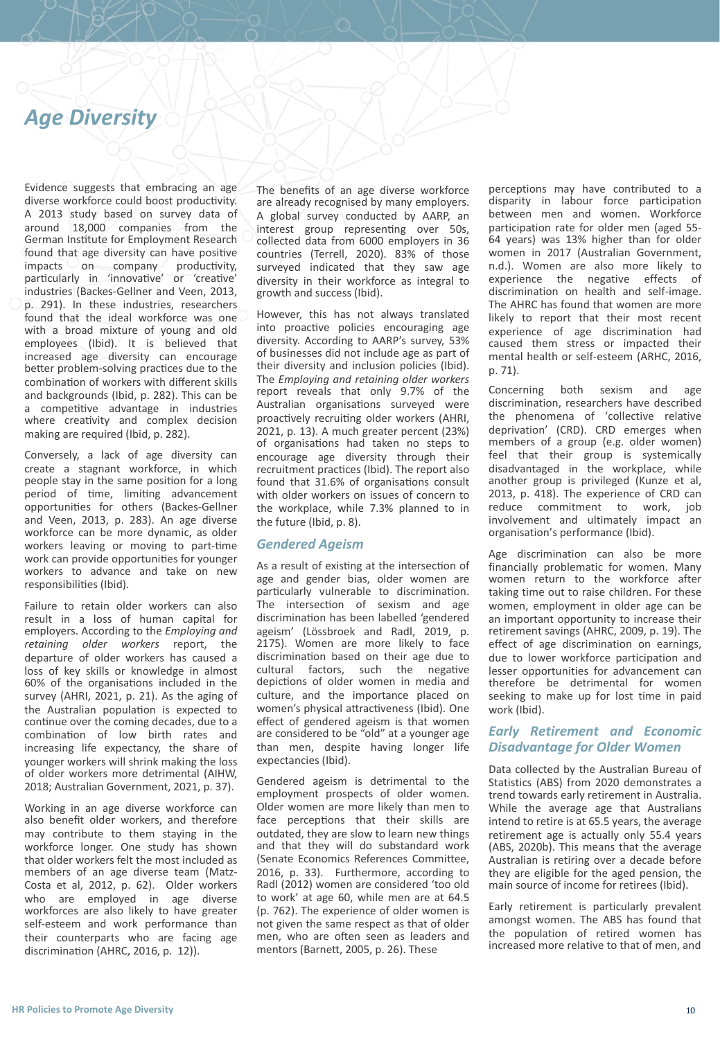## *Age Diversity*

Evidence suggests that embracing an age diverse workforce could boost productivity. A 2013 study based on survey data of around 18,000 companies from the German Institute for Employment Research found that age diversity can have positive impacts on company productivity, particularly in 'innovative' or 'creative' industries (Backes-Gellner and Veen, 2013, p. 291). In these industries, researchers found that the ideal workforce was one with a broad mixture of young and old employees (Ibid). It is believed that increased age diversity can encourage better problem-solving practices due to the combination of workers with different skills and backgrounds (Ibid, p. 282). This can be a competitive advantage in industries where creativity and complex decision making are required (Ibid, p. 282).

Conversely, a lack of age diversity can create a stagnant workforce, in which people stay in the same position for a long period of time, limiting advancement opportunities for others (Backes-Gellner and Veen, 2013, p. 283). An age diverse workforce can be more dynamic, as older workers leaving or moving to part-time work can provide opportunities for younger workers to advance and take on new responsibilities (Ibid).

Failure to retain older workers can also result in a loss of human capital for employers. According to the *Employing and retaining older workers* report, the departure of older workers has caused a loss of key skills or knowledge in almost 60% of the organisations included in the survey (AHRI, 2021, p. 21). As the aging of the Australian population is expected to continue over the coming decades, due to a combination of low birth rates and increasing life expectancy, the share of younger workers will shrink making the loss of older workers more detrimental (AIHW, 2018; Australian Government, 2021, p. 37).

Working in an age diverse workforce can also benefit older workers, and therefore may contribute to them staying in the workforce longer. One study has shown that older workers felt the most included as members of an age diverse team (Matz-Costa et al, 2012, p. 62). Older workers who are employed in age diverse workforces are also likely to have greater self-esteem and work performance than their counterparts who are facing age discrimination (AHRC, 2016, p. 12)).

The benefits of an age diverse workforce are already recognised by many employers. A global survey conducted by AARP, an interest group representing over 50s, collected data from 6000 employers in 36 countries (Terrell, 2020). 83% of those surveyed indicated that they saw age diversity in their workforce as integral to growth and success (Ibid).

However, this has not always translated into proactive policies encouraging age diversity. According to AARP's survey, 53% of businesses did not include age as part of their diversity and inclusion policies (Ibid). The *Employing and retaining older workers* report reveals that only 9.7% of the Australian organisations surveyed were proactively recruiting older workers (AHRI, 2021, p. 13). A much greater percent (23%) of organisations had taken no steps to encourage age diversity through their recruitment practices (Ibid). The report also found that 31.6% of organisations consult with older workers on issues of concern to the workplace, while 7.3% planned to in the future (Ibid, p. 8).

### *Gendered Ageism*

As a result of existing at the intersection of age and gender bias, older women are particularly vulnerable to discrimination. The intersection of sexism and age discrimination has been labelled 'gendered ageism' (Lössbroek and Radl, 2019, p. 2175). Women are more likely to face discrimination based on their age due to cultural factors, such the negative depictions of older women in media and culture, and the importance placed on women's physical attractiveness (Ibid). One effect of gendered ageism is that women are considered to be "old" at a younger age than men, despite having longer life expectancies (Ibid).

Gendered ageism is detrimental to the employment prospects of older women. Older women are more likely than men to face perceptions that their skills are outdated, they are slow to learn new things and that they will do substandard work (Senate Economics References Committee, 2016, p. 33). Furthermore, according to Radl (2012) women are considered 'too old to work' at age 60, while men are at 64.5 (p. 762). The experience of older women is not given the same respect as that of older men, who are often seen as leaders and mentors (Barnett, 2005, p. 26). These perceptions may have contributed to a disparity in labour force participation between men and women. Workforce participation rate for older men (aged 55-64 years) was 13% higher than for older women in 2017 (Australian Government, n.d.). Women are also more likely to experience the negative effects of discrimination on health and self-image. The AHRC has found that women are more likely to report that their most recent experience of age discrimination had caused them stress or impacted their mental health or self-esteem (ARHC, 2016, p. 71).

Concerning both sexism and age discrimination, researchers have described the phenomena of 'collective relative deprivation' (CRD). CRD emerges when members of a group (e.g. older women) feel that their group is systemically disadvantaged in the workplace, while another group is privileged (Kunze et al, 2013, p. 418). The experience of CRD can reduce commitment to work, job involvement and ultimately impact an organisation's performance (Ibid).

Age discrimination can also be more financially problematic for women. Many women return to the workforce after taking time out to raise children. For these women, employment in older age can be an important opportunity to increase their retirement savings (AHRC, 2009, p. 19). The effect of age discrimination on earnings, due to lower workforce participation and lesser opportunities for advancement can therefore be detrimental for women seeking to make up for lost time in paid work (Ibid).

### *Early Retirement and Economic Disadvantage for Older Women*

Data collected by the Australian Bureau of Statistics (ABS) from 2020 demonstrates a trend towards early retirement in Australia. While the average age that Australians intend to retire is at 65.5 years, the average retirement age is actually only 55.4 years (ABS, 2020b). This means that the average Australian is retiring over a decade before they are eligible for the aged pension, the main source of income for retirees (Ibid).

Early retirement is particularly prevalent amongst women. The ABS has found that the population of retired women has increased more relative to that of men, and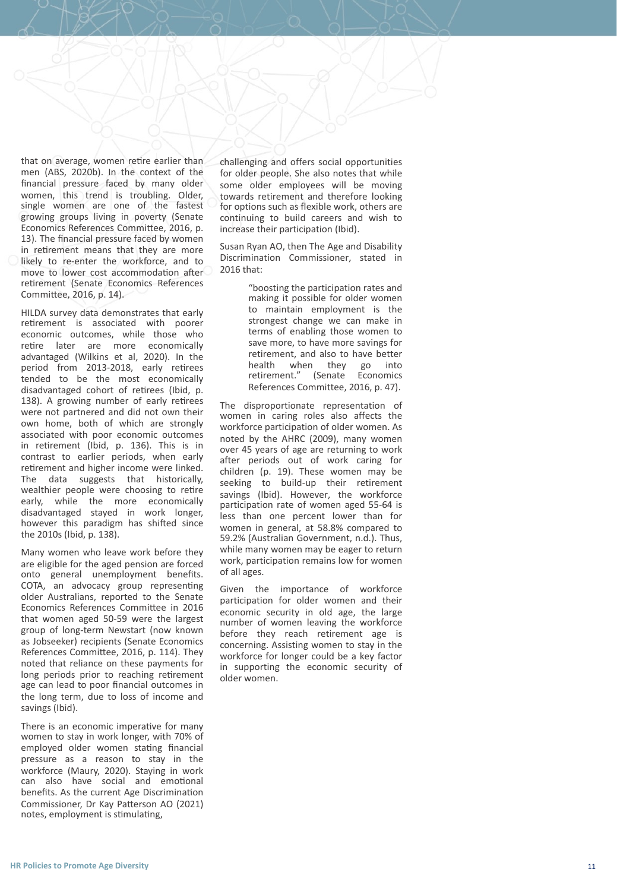that on average, women retire earlier than men (ABS, 2020b). In the context of the financial pressure faced by many older women, this trend is troubling. Older, single women are one of the fastest growing groups living in poverty (Senate Economics References Committee, 2016, p. 13). The financial pressure faced by women in retirement means that they are more likely to re-enter the workforce, and to move to lower cost accommodation after retirement (Senate Economics References Committee, 2016, p. 14).

HILDA survey data demonstrates that early retirement is associated with poorer economic outcomes, while those who retire later are more economically advantaged (Wilkins et al, 2020). In the period from 2013-2018, early retirees tended to be the most economically disadvantaged cohort of retirees (Ibid, p. 138). A growing number of early retirees were not partnered and did not own their own home, both of which are strongly associated with poor economic outcomes in retirement (Ibid, p. 136). This is in contrast to earlier periods, when early retirement and higher income were linked. The data suggests that historically, wealthier people were choosing to retire early, while the more economically disadvantaged stayed in work longer, however this paradigm has shifted since the 2010s (Ibid, p. 138).

Many women who leave work before they are eligible for the aged pension are forced onto general unemployment benefits. COTA, an advocacy group representing older Australians, reported to the Senate Economics References Committee in 2016 that women aged 50-59 were the largest group of long-term Newstart (now known as Jobseeker) recipients (Senate Economics References Committee, 2016, p. 114). They noted that reliance on these payments for long periods prior to reaching retirement age can lead to poor financial outcomes in the long term, due to loss of income and savings (Ibid).

There is an economic imperative for many women to stay in work longer, with 70% of employed older women stating financial pressure as a reason to stay in the workforce (Maury, 2020). Staying in work can also have social and emotional benefits. As the current Age Discrimination Commissioner, Dr Kay Patterson AO (2021) notes, employment is stimulating, challenging and offers social opportunities for older people. She also notes that while some older employees will be moving towards retirement and therefore looking for options such as flexible work, others are continuing to build careers and wish to increase their participation (Ibid).

Susan Ryan AO, then The Age and Disability Discrimination Commissioner, stated in 2016 that:

> "boosting the participation rates and making it possible for older women to maintain employment is the strongest change we can make in terms of enabling those women to save more, to have more savings for retirement, and also to have better health when they go into retirement." (Senate Economics References Committee, 2016, p. 47).

The disproportionate representation of women in caring roles also affects the workforce participation of older women. As noted by the AHRC (2009), many women over 45 years of age are returning to work after periods out of work caring for children (p. 19). These women may be seeking to build-up their retirement savings (Ibid). However, the workforce participation rate of women aged 55-64 is less than one percent lower than for women in general, at 58.8% compared to 59.2% (Australian Government, n.d.). Thus, while many women may be eager to return work, participation remains low for women of all ages.

Given the importance of workforce participation for older women and their economic security in old age, the large number of women leaving the workforce before they reach retirement age is concerning. Assisting women to stay in the workforce for longer could be a key factor in supporting the economic security of older women.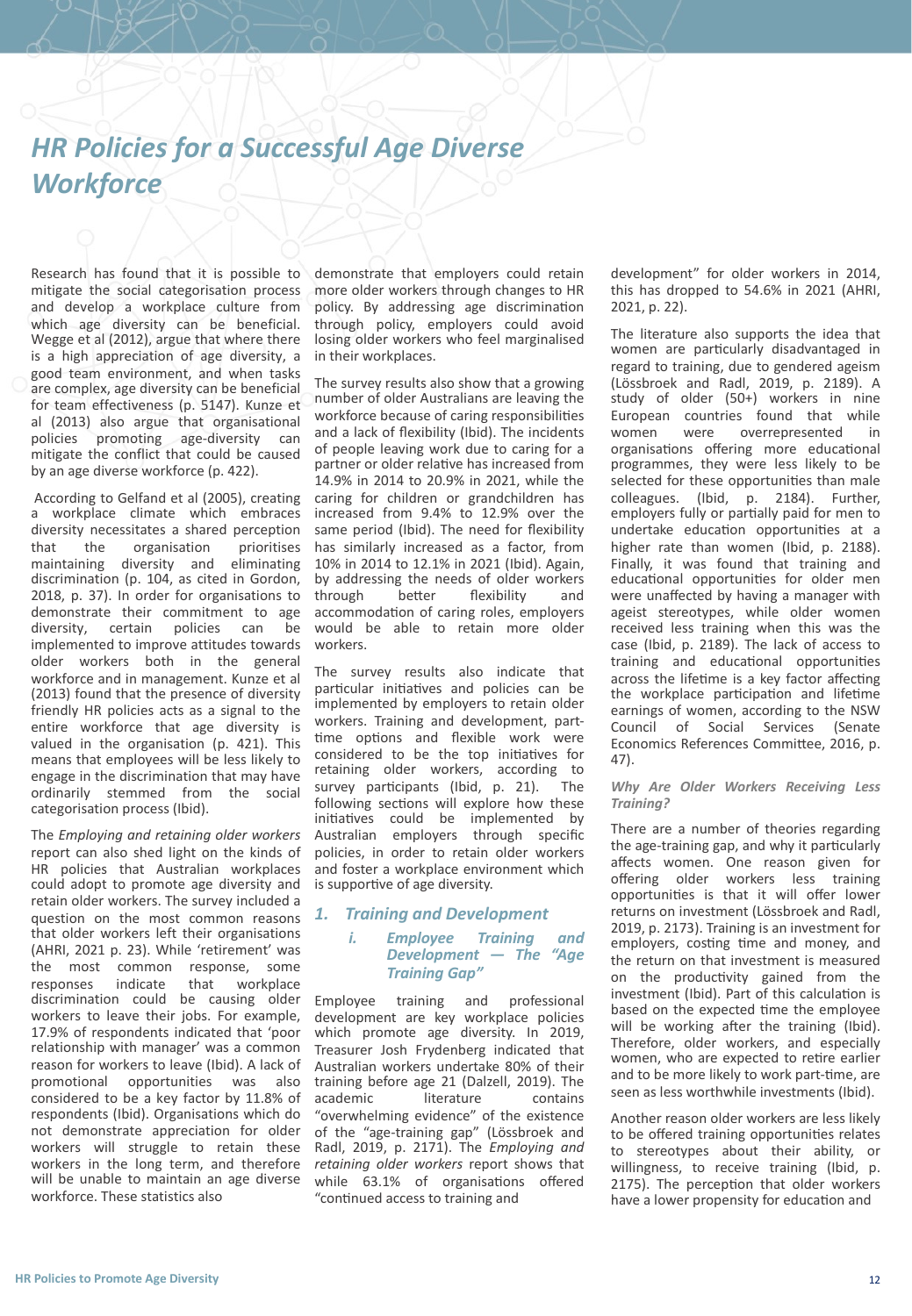# HR Policies for a Successful Age Diverse Workforce

Research has found that it is possible to mitigate the social categorisation process and develop a workplace culture from which age diversity can be beneficial. Wegge et al (2012), argue that where there is a high appreciation of age diversity, a good team environment, and when tasks are complex, age diversity can be beneficial for team effectiveness (p. 5147). Kunze et al (2013) also argue that organisational policies promoting age-diversity can mitigate the conflict that could be caused by an age diverse workforce (p. 422).

According to Gelfand et al (2005), creating a workplace climate which embraces diversity necessitates a shared perception that the organisation prioritises maintaining diversity and eliminating discrimination (p. 104, as cited in Gordon, 2018, p. 37). In order for organisations to demonstrate their commitment to age diversity, certain policies can be implemented to improve attitudes towards older workers both in the general workforce and in management. Kunze et al (2013) found that the presence of diversity friendly HR policies acts as a signal to the entire workforce that age diversity is valued in the organisation (p. 421). This means that employees will be less likely to engage in the discrimination that may have ordinarily stemmed from the social categorisation process (Ibid).

The *Employing and retaining older workers* report can also shed light on the kinds of HR policies that Australian workplaces could adopt to promote age diversity and retain older workers. The survey included a question on the most common reasons that older workers left their organisations (AHRI, 2021 p. 23). While 'retirement' was the most common response, some responses indicate that workplace discrimination could be causing older workers to leave their jobs. For example, 17.9% of respondents indicated that 'poor relationship with manager' was a common reason for workers to leave (Ibid). A lack of promotional opportunities was also considered to be a key factor by 11.8% of respondents (Ibid). Organisations which do not demonstrate appreciation for older workers will struggle to retain these workers in the long term, and therefore will be unable to maintain an age diverse workforce. These statistics also demonstrate that employers could retain more older workers through changes to HR policy. By addressing age discrimination through policy, employers could avoid losing older workers who feel marginalised in their workplaces.

The survey results also show that a growing number of older Australians are leaving the workforce because of caring responsibilities and a lack of flexibility (Ibid). The incidents of people leaving work due to caring for a partner or older relative has increased from 14.9% in 2014 to 20.9% in 2021, while the caring for children or grandchildren has increased from 9.4% to 12.9% over the same period (Ibid). The need for flexibility has similarly increased as a factor, from 10% in 2014 to 12.1% in 2021 (Ibid). Again, by addressing the needs of older workers through better flexibility and accommodation of caring roles, employers would be able to retain more older workers.

The survey results also indicate that particular initiatives and policies can be implemented by employers to retain older workers. Training and development, part-time options and flexible work were considered to be the top initiatives for retaining older workers, according to survey participants (Ibid, p. 21). The following sections will explore how these initiatives could be implemented by Australian employers through specific policies, in order to retain older workers and foster a workplace environment which is supportive of age diversity.

## 1. Training and Development

### i. Employee Training and Development — The "Age Training Gap"

Employee training and professional development are key workplace policies which promote age diversity. In 2019, Treasurer Josh Frydenberg indicated that Australian workers undertake 80% of their training before age 21 (Dalzell, 2019). The academic literature contains "overwhelming evidence" of the existence of the "age-training gap" (Lössbroek and Radl, 2019, p. 2171). The *Employing and retaining older workers* report shows that while 63.1% of organisations offered "continued access to training and development" for older workers in 2014, this has dropped to 54.6% in 2021 (AHRI, 2021, p. 22).

The literature also supports the idea that women are particularly disadvantaged in regard to training, due to gendered ageism (Lössbroek and Radl, 2019, p. 2189). A study of older (50+) workers in nine European countries found that while women were overrepresented in organisations offering more educational programmes, they were less likely to be selected for these opportunities than male colleagues. (Ibid, p. 2184). Further, employers fully or partially paid for men to undertake education opportunities at a higher rate than women (Ibid, p. 2188). Finally, it was found that training and educational opportunities for older men were unaffected by having a manager with ageist stereotypes, while older women received less training when this was the case (Ibid, p. 2189). The lack of access to training and educational opportunities across the lifetime is a key factor affecting the workplace participation and lifetime earnings of women, according to the NSW Council of Social Services (Senate Economics References Committee, 2016, p. 47).

#### *Why Are Older Workers Receiving Less Training?*

There are a number of theories regarding the age-training gap, and why it particularly affects women. One reason given for offering older workers less training opportunities is that it will offer lower returns on investment (Lössbroek and Radl, 2019, p. 2173). Training is an investment for employers, costing time and money, and the return on that investment is measured on the productivity gained from the investment (Ibid). Part of this calculation is based on the expected time the employee will be working after the training (Ibid). Therefore, older workers, and especially women, who are expected to retire earlier and to be more likely to work part-time, are seen as less worthwhile investments (Ibid).

Another reason older workers are less likely to be offered training opportunities relates to stereotypes about their ability, or willingness, to receive training (Ibid, p. 2175). The perception that older workers have a lower propensity for education and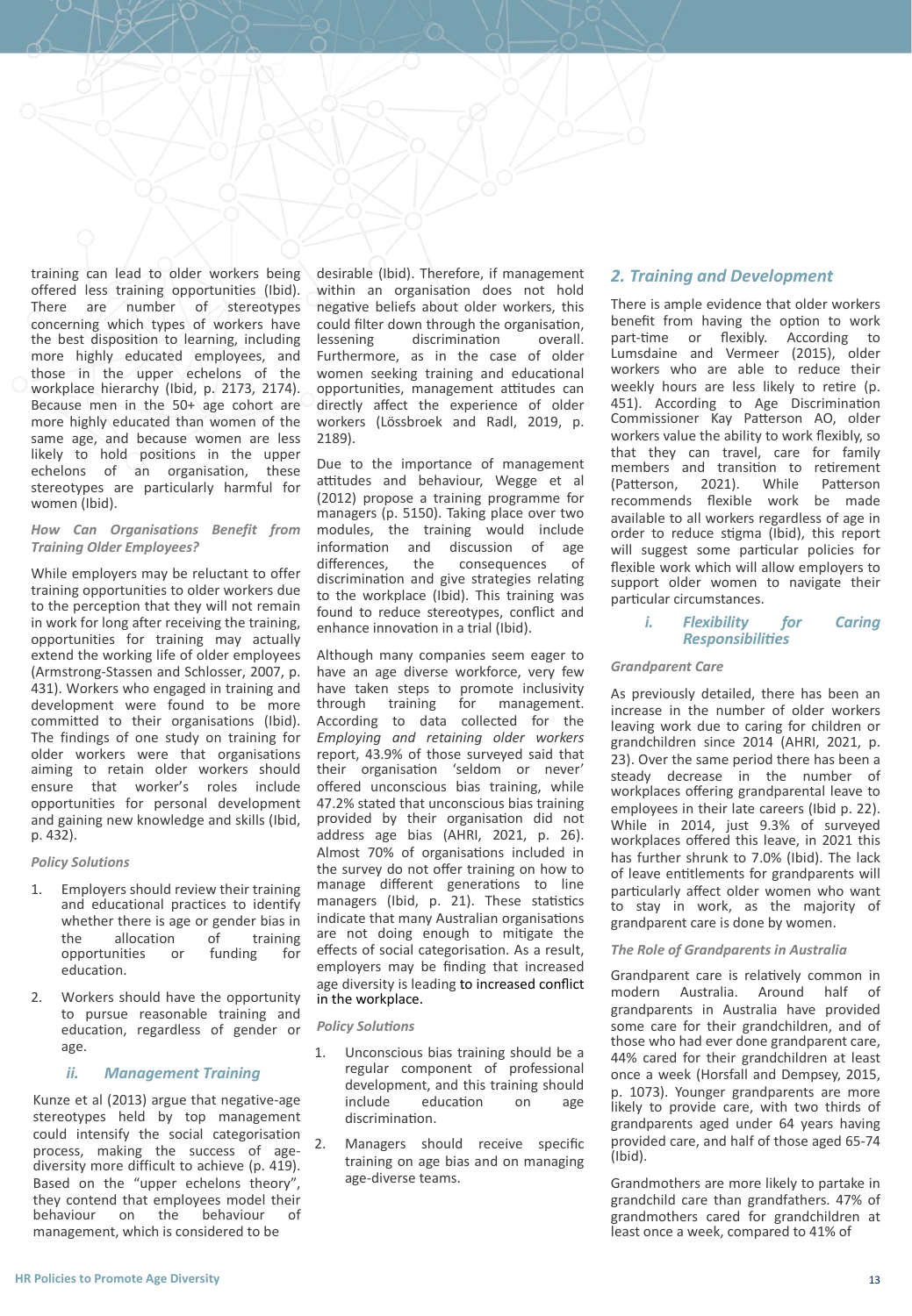training can lead to older workers being offered less training opportunities (Ibid). There are number of stereotypes concerning which types of workers have the best disposition to learning, including more highly educated employees, and those in the upper echelons of the workplace hierarchy (Ibid, p. 2173, 2174). Because men in the 50+ age cohort are more highly educated than women of the same age, and because women are less likely to hold positions in the upper echelons of an organisation, these stereotypes are particularly harmful for women (Ibid).

*How Can Organisations Benefit from Training Older Employees?*

While employers may be reluctant to offer training opportunities to older workers due to the perception that they will not remain in work for long after receiving the training, opportunities for training may actually extend the working life of older employees (Armstrong-Stassen and Schlosser, 2007, p. 431). Workers who engaged in training and development were found to be more committed to their organisations (Ibid). The findings of one study on training for older workers were that organisations aiming to retain older workers should ensure that worker's roles include opportunities for personal development and gaining new knowledge and skills (Ibid, p. 432).

*Policy Solutions*

1. Employers should review their training and educational practices to identify whether there is age or gender bias in the allocation of training opportunities or funding for education.
2. Workers should have the opportunity to pursue reasonable training and education, regardless of gender or age.

### *ii. Management Training*

Kunze et al (2013) argue that negative-age stereotypes held by top management could intensify the social categorisation process, making the success of age-diversity more difficult to achieve (p. 419). Based on the "upper echelons theory", they contend that employees model their behaviour on the behaviour of management, which is considered to be desirable (Ibid). Therefore, if management within an organisation does not hold negative beliefs about older workers, this could filter down through the organisation, lessening discrimination overall. Furthermore, as in the case of older women seeking training and educational opportunities, management attitudes can directly affect the experience of older workers (Lössbroek and Radl, 2019, p. 2189).

Due to the importance of management attitudes and behaviour, Wegge et al (2012) propose a training programme for managers (p. 5150). Taking place over two modules, the training would include information and discussion of age differences, the consequences of discrimination and give strategies relating to the workplace (Ibid). This training was found to reduce stereotypes, conflict and enhance innovation in a trial (Ibid).

Although many companies seem eager to have an age diverse workforce, very few have taken steps to promote inclusivity through training for management. According to data collected for the *Employing and retaining older workers* report, 43.9% of those surveyed said that their organisation 'seldom or never' offered unconscious bias training, while 47.2% stated that unconscious bias training provided by their organisation did not address age bias (AHRI, 2021, p. 26). Almost 70% of organisations included in the survey do not offer training on how to manage different generations to line managers (Ibid, p. 21). These statistics indicate that many Australian organisations are not doing enough to mitigate the effects of social categorisation. As a result, employers may be finding that increased age diversity is leading to increased conflict in the workplace.

*Policy Solutions*

1. Unconscious bias training should be a regular component of professional development, and this training should include education on age discrimination.
2. Managers should receive specific training on age bias and on managing age-diverse teams.

## *2. Training and Development*

There is ample evidence that older workers benefit from having the option to work part-time or flexibly. According to Lumsdaine and Vermeer (2015), older workers who are able to reduce their weekly hours are less likely to retire (p. 451). According to Age Discrimination Commissioner Kay Patterson AO, older workers value the ability to work flexibly, so that they can travel, care for family members and transition to retirement (Patterson, 2021). While Patterson recommends flexible work be made available to all workers regardless of age in order to reduce stigma (Ibid), this report will suggest some particular policies for flexible work which will allow employers to support older women to navigate their particular circumstances.

### *i. Flexibility for Caring Responsibilities*

*Grandparent Care*

As previously detailed, there has been an increase in the number of older workers leaving work due to caring for children or grandchildren since 2014 (AHRI, 2021, p. 23). Over the same period there has been a steady decrease in the number of workplaces offering grandparental leave to employees in their late careers (Ibid p. 22). While in 2014, just 9.3% of surveyed workplaces offered this leave, in 2021 this has further shrunk to 7.0% (Ibid). The lack of leave entitlements for grandparents will particularly affect older women who want to stay in work, as the majority of grandparent care is done by women.

*The Role of Grandparents in Australia*

Grandparent care is relatively common in modern Australia. Around half of grandparents in Australia have provided some care for their grandchildren, and of those who had ever done grandparent care, 44% cared for their grandchildren at least once a week (Horsfall and Dempsey, 2015, p. 1073). Younger grandparents are more likely to provide care, with two thirds of grandparents aged under 64 years having provided care, and half of those aged 65-74 (Ibid).

Grandmothers are more likely to partake in grandchild care than grandfathers. 47% of grandmothers cared for grandchildren at least once a week, compared to 41% of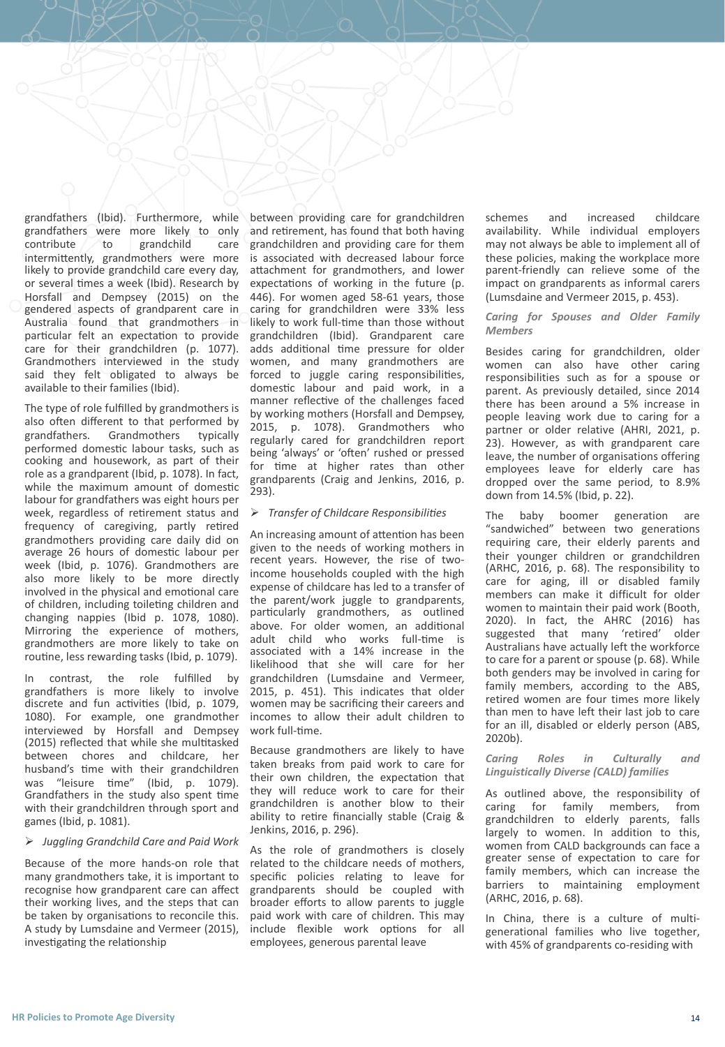grandfathers (Ibid). Furthermore, while grandfathers were more likely to only contribute to grandchild care intermittently, grandmothers were more likely to provide grandchild care every day, or several times a week (Ibid). Research by Horsfall and Dempsey (2015) on the gendered aspects of grandparent care in Australia found that grandmothers in particular felt an expectation to provide care for their grandchildren (p. 1077). Grandmothers interviewed in the study said they felt obligated to always be available to their families (Ibid).

The type of role fulfilled by grandmothers is also often different to that performed by grandfathers. Grandmothers typically performed domestic labour tasks, such as cooking and housework, as part of their role as a grandparent (Ibid, p. 1078). In fact, while the maximum amount of domestic labour for grandfathers was eight hours per week, regardless of retirement status and frequency of caregiving, partly retired grandmothers providing care daily did on average 26 hours of domestic labour per week (Ibid, p. 1076). Grandmothers are also more likely to be more directly involved in the physical and emotional care of children, including toileting children and changing nappies (Ibid p. 1078, 1080). Mirroring the experience of mothers, grandmothers are more likely to take on routine, less rewarding tasks (Ibid, p. 1079).

In contrast, the role fulfilled by grandfathers is more likely to involve discrete and fun activities (Ibid, p. 1079, 1080). For example, one grandmother interviewed by Horsfall and Dempsey (2015) reflected that while she multitasked between chores and childcare, her husband's time with their grandchildren was "leisure time" (Ibid, p. 1079). Grandfathers in the study also spent time with their grandchildren through sport and games (Ibid, p. 1081).

- *Juggling Grandchild Care and Paid Work*

Because of the more hands-on role that many grandmothers take, it is important to recognise how grandparent care can affect their working lives, and the steps that can be taken by organisations to reconcile this. A study by Lumsdaine and Vermeer (2015), investigating the relationship between providing care for grandchildren and retirement, has found that both having grandchildren and providing care for them is associated with decreased labour force attachment for grandmothers, and lower expectations of working in the future (p. 446). For women aged 58-61 years, those caring for grandchildren were 33% less likely to work full-time than those without grandchildren (Ibid). Grandparent care adds additional time pressure for older women, and many grandmothers are forced to juggle caring responsibilities, domestic labour and paid work, in a manner reflective of the challenges faced by working mothers (Horsfall and Dempsey, 2015, p. 1078). Grandmothers who regularly cared for grandchildren report being 'always' or 'often' rushed or pressed for time at higher rates than other grandparents (Craig and Jenkins, 2016, p. 293).

- *Transfer of Childcare Responsibilities*

An increasing amount of attention has been given to the needs of working mothers in recent years. However, the rise of two-income households coupled with the high expense of childcare has led to a transfer of the parent/work juggle to grandparents, particularly grandmothers, as outlined above. For older women, an additional adult child who works full-time is associated with a 14% increase in the likelihood that she will care for her grandchildren (Lumsdaine and Vermeer, 2015, p. 451). This indicates that older women may be sacrificing their careers and incomes to allow their adult children to work full-time.

Because grandmothers are likely to have taken breaks from paid work to care for their own children, the expectation that they will reduce work to care for their grandchildren is another blow to their ability to retire financially stable (Craig & Jenkins, 2016, p. 296).

As the role of grandmothers is closely related to the childcare needs of mothers, specific policies relating to leave for grandparents should be coupled with broader efforts to allow parents to juggle paid work with care of children. This may include flexible work options for all employees, generous parental leave schemes and increased childcare availability. While individual employers may not always be able to implement all of these policies, making the workplace more parent-friendly can relieve some of the impact on grandparents as informal carers (Lumsdaine and Vermeer 2015, p. 453).

***Caring for Spouses and Older Family Members***

Besides caring for grandchildren, older women can also have other caring responsibilities such as for a spouse or parent. As previously detailed, since 2014 there has been around a 5% increase in people leaving work due to caring for a partner or older relative (AHRI, 2021, p. 23). However, as with grandparent care leave, the number of organisations offering employees leave for elderly care has dropped over the same period, to 8.9% down from 14.5% (Ibid, p. 22).

The baby boomer generation are "sandwiched" between two generations requiring care, their elderly parents and their younger children or grandchildren (ARHC, 2016, p. 68). The responsibility to care for aging, ill or disabled family members can make it difficult for older women to maintain their paid work (Booth, 2020). In fact, the AHRC (2016) has suggested that many 'retired' older Australians have actually left the workforce to care for a parent or spouse (p. 68). While both genders may be involved in caring for family members, according to the ABS, retired women are four times more likely than men to have left their last job to care for an ill, disabled or elderly person (ABS, 2020b).

***Caring Roles in Culturally and Linguistically Diverse (CALD) families***

As outlined above, the responsibility of caring for family members, from grandchildren to elderly parents, falls largely to women. In addition to this, women from CALD backgrounds can face a greater sense of expectation to care for family members, which can increase the barriers to maintaining employment (ARHC, 2016, p. 68).

In China, there is a culture of multi-generational families who live together, with 45% of grandparents co-residing with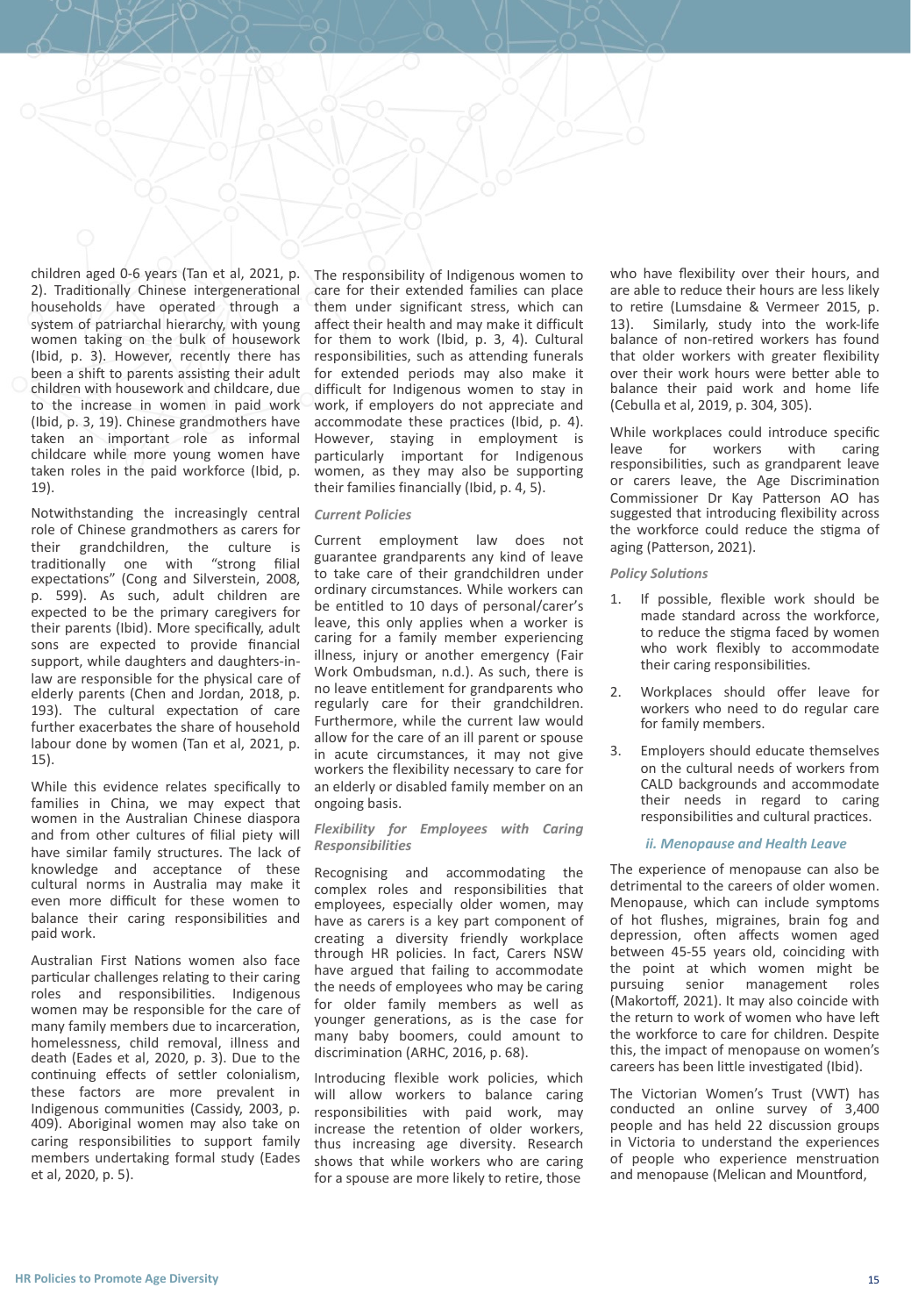children aged 0-6 years (Tan et al, 2021, p. 2). Traditionally Chinese intergenerational households have operated through a system of patriarchal hierarchy, with young women taking on the bulk of housework (Ibid, p. 3). However, recently there has been a shift to parents assisting their adult children with housework and childcare, due to the increase in women in paid work (Ibid, p. 3, 19). Chinese grandmothers have taken an important role as informal childcare while more young women have taken roles in the paid workforce (Ibid, p. 19).

Notwithstanding the increasingly central role of Chinese grandmothers as carers for their grandchildren, the culture is traditionally one with "strong filial expectations" (Cong and Silverstein, 2008, p. 599). As such, adult children are expected to be the primary caregivers for their parents (Ibid). More specifically, adult sons are expected to provide financial support, while daughters and daughters-in-law are responsible for the physical care of elderly parents (Chen and Jordan, 2018, p. 193). The cultural expectation of care further exacerbates the share of household labour done by women (Tan et al, 2021, p. 15).

While this evidence relates specifically to families in China, we may expect that women in the Australian Chinese diaspora and from other cultures of filial piety will have similar family structures. The lack of knowledge and acceptance of these cultural norms in Australia may make it even more difficult for these women to balance their caring responsibilities and paid work.

Australian First Nations women also face particular challenges relating to their caring roles and responsibilities. Indigenous women may be responsible for the care of many family members due to incarceration, homelessness, child removal, illness and death (Eades et al, 2020, p. 3). Due to the continuing effects of settler colonialism, these factors are more prevalent in Indigenous communities (Cassidy, 2003, p. 409). Aboriginal women may also take on caring responsibilities to support family members undertaking formal study (Eades et al, 2020, p. 5).

The responsibility of Indigenous women to care for their extended families can place them under significant stress, which can affect their health and may make it difficult for them to work (Ibid, p. 3, 4). Cultural responsibilities, such as attending funerals for extended periods may also make it difficult for Indigenous women to stay in work, if employers do not appreciate and accommodate these practices (Ibid, p. 4). However, staying in employment is particularly important for Indigenous women, as they may also be supporting their families financially (Ibid, p. 4, 5).

### *Current Policies*

Current employment law does not guarantee grandparents any kind of leave to take care of their grandchildren under ordinary circumstances. While workers can be entitled to 10 days of personal/carer's leave, this only applies when a worker is caring for a family member experiencing illness, injury or another emergency (Fair Work Ombudsman, n.d.). As such, there is no leave entitlement for grandparents who regularly care for their grandchildren. Furthermore, while the current law would allow for the care of an ill parent or spouse in acute circumstances, it may not give workers the flexibility necessary to care for an elderly or disabled family member on an ongoing basis.

### *Flexibility for Employees with Caring Responsibilities*

Recognising and accommodating the complex roles and responsibilities that employees, especially older women, may have as carers is a key part component of creating a diversity friendly workplace through HR policies. In fact, Carers NSW have argued that failing to accommodate the needs of employees who may be caring for older family members as well as younger generations, as is the case for many baby boomers, could amount to discrimination (ARHC, 2016, p. 68).

Introducing flexible work policies, which will allow workers to balance caring responsibilities with paid work, may increase the retention of older workers, thus increasing age diversity. Research shows that while workers who are caring for a spouse are more likely to retire, those who have flexibility over their hours, and are able to reduce their hours are less likely to retire (Lumsdaine & Vermeer 2015, p. 13). Similarly, study into the work-life balance of non-retired workers has found that older workers with greater flexibility over their work hours were better able to balance their paid work and home life (Cebulla et al, 2019, p. 304, 305).

While workplaces could introduce specific leave for workers with caring responsibilities, such as grandparent leave or carers leave, the Age Discrimination Commissioner Dr Kay Patterson AO has suggested that introducing flexibility across the workforce could reduce the stigma of aging (Patterson, 2021).

### *Policy Solutions*

1. If possible, flexible work should be made standard across the workforce, to reduce the stigma faced by women who work flexibly to accommodate their caring responsibilities.
2. Workplaces should offer leave for workers who need to do regular care for family members.
3. Employers should educate themselves on the cultural needs of workers from CALD backgrounds and accommodate their needs in regard to caring responsibilities and cultural practices.

### *ii. Menopause and Health Leave*

The experience of menopause can also be detrimental to the careers of older women. Menopause, which can include symptoms of hot flushes, migraines, brain fog and depression, often affects women aged between 45-55 years old, coinciding with the point at which women might be pursuing senior management roles (Makortoff, 2021). It may also coincide with the return to work of women who have left the workforce to care for children. Despite this, the impact of menopause on women's careers has been little investigated (Ibid).

The Victorian Women's Trust (VWT) has conducted an online survey of 3,400 people and has held 22 discussion groups in Victoria to understand the experiences of people who experience menstruation and menopause (Melican and Mountford,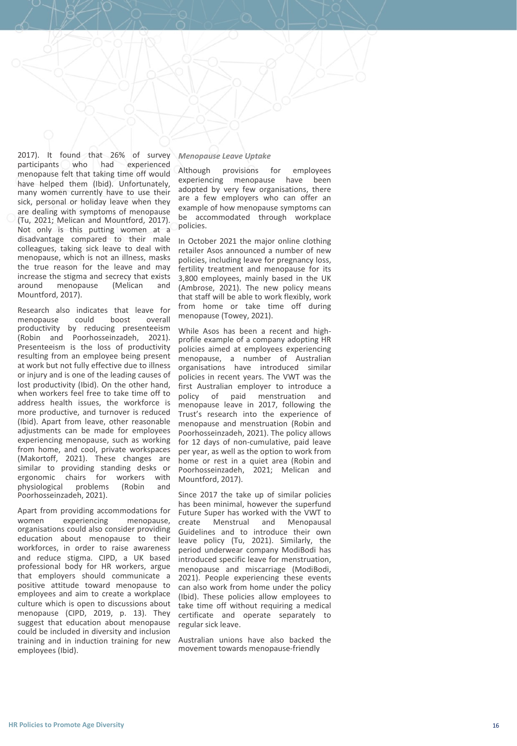2017). It found that 26% of survey participants who had experienced menopause felt that taking time off would have helped them (Ibid). Unfortunately, many women currently have to use their sick, personal or holiday leave when they are dealing with symptoms of menopause (Tu, 2021; Melican and Mountford, 2017). Not only is this putting women at a disadvantage compared to their male colleagues, taking sick leave to deal with menopause, which is not an illness, masks the true reason for the leave and may increase the stigma and secrecy that exists around menopause (Melican and Mountford, 2017).

Research also indicates that leave for menopause could boost overall productivity by reducing presenteeism (Robin and Poorhosseinzadeh, 2021). Presenteeism is the loss of productivity resulting from an employee being present at work but not fully effective due to illness or injury and is one of the leading causes of lost productivity (Ibid). On the other hand, when workers feel free to take time off to address health issues, the workforce is more productive, and turnover is reduced (Ibid). Apart from leave, other reasonable adjustments can be made for employees experiencing menopause, such as working from home, and cool, private workspaces (Makortoff, 2021). These changes are similar to providing standing desks or ergonomic chairs for workers with physiological problems (Robin and Poorhosseinzadeh, 2021).

Apart from providing accommodations for women experiencing menopause, organisations could also consider providing education about menopause to their workforces, in order to raise awareness and reduce stigma. CIPD, a UK based professional body for HR workers, argue that employers should communicate a positive attitude toward menopause to employees and aim to create a workplace culture which is open to discussions about menopause (CIPD, 2019, p. 13). They suggest that education about menopause could be included in diversity and inclusion training and in induction training for new employees (Ibid).

***Menopause Leave Uptake***

Although provisions for employees experiencing menopause have been adopted by very few organisations, there are a few employers who can offer an example of how menopause symptoms can be accommodated through workplace policies.

In October 2021 the major online clothing retailer Asos announced a number of new policies, including leave for pregnancy loss, fertility treatment and menopause for its 3,800 employees, mainly based in the UK (Ambrose, 2021). The new policy means that staff will be able to work flexibly, work from home or take time off during menopause (Towey, 2021).

While Asos has been a recent and high-profile example of a company adopting HR policies aimed at employees experiencing menopause, a number of Australian organisations have introduced similar policies in recent years. The VWT was the first Australian employer to introduce a policy of paid menstruation and menopause leave in 2017, following the Trust's research into the experience of menopause and menstruation (Robin and Poorhosseinzadeh, 2021). The policy allows for 12 days of non-cumulative, paid leave per year, as well as the option to work from home or rest in a quiet area (Robin and Poorhosseinzadeh, 2021; Melican and Mountford, 2017).

Since 2017 the take up of similar policies has been minimal, however the superfund Future Super has worked with the VWT to create Menstrual and Menopausal Guidelines and to introduce their own leave policy (Tu, 2021). Similarly, the period underwear company ModiBodi has introduced specific leave for menstruation, menopause and miscarriage (ModiBodi, 2021). People experiencing these events can also work from home under the policy (Ibid). These policies allow employees to take time off without requiring a medical certificate and operate separately to regular sick leave.

Australian unions have also backed the movement towards menopause-friendly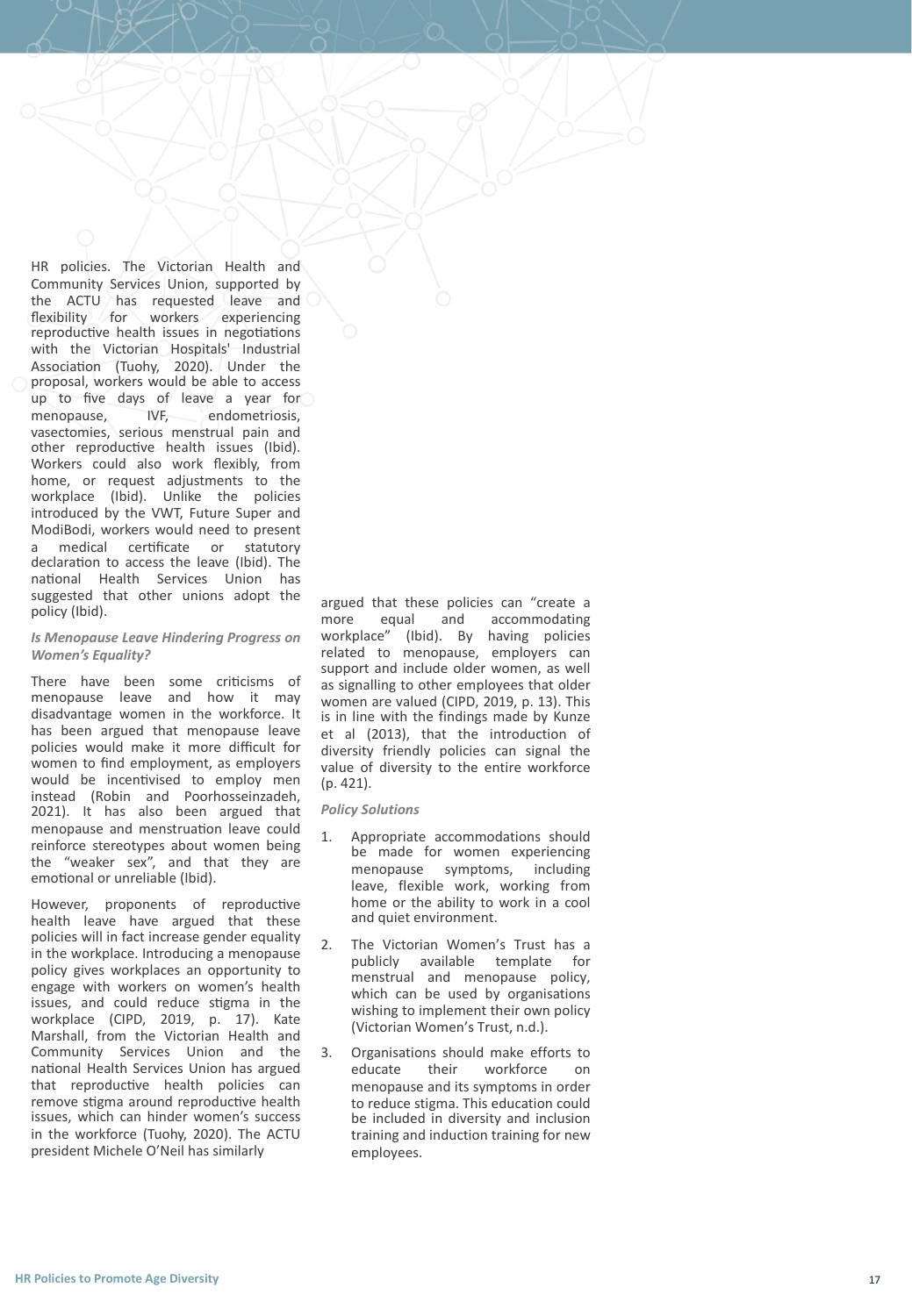HR policies. The Victorian Health and Community Services Union, supported by the ACTU has requested leave and flexibility for workers experiencing reproductive health issues in negotiations with the Victorian Hospitals' Industrial Association (Tuohy, 2020). Under the proposal, workers would be able to access up to five days of leave a year for menopause, IVF, endometriosis, vasectomies, serious menstrual pain and other reproductive health issues (Ibid). Workers could also work flexibly, from home, or request adjustments to the workplace (Ibid). Unlike the policies introduced by the VWT, Future Super and ModiBodi, workers would need to present a medical certificate or statutory declaration to access the leave (Ibid). The national Health Services Union has suggested that other unions adopt the policy (Ibid).

***Is Menopause Leave Hindering Progress on Women's Equality?***

There have been some criticisms of menopause leave and how it may disadvantage women in the workforce. It has been argued that menopause leave policies would make it more difficult for women to find employment, as employers would be incentivised to employ men instead (Robin and Poorhosseinzadeh, 2021). It has also been argued that menopause and menstruation leave could reinforce stereotypes about women being the "weaker sex", and that they are emotional or unreliable (Ibid).

However, proponents of reproductive health leave have argued that these policies will in fact increase gender equality in the workplace. Introducing a menopause policy gives workplaces an opportunity to engage with workers on women's health issues, and could reduce stigma in the workplace (CIPD, 2019, p. 17). Kate Marshall, from the Victorian Health and Community Services Union and the national Health Services Union has argued that reproductive health policies can remove stigma around reproductive health issues, which can hinder women's success in the workforce (Tuohy, 2020). The ACTU president Michele O'Neil has similarly argued that these policies can "create a more equal and accommodating workplace" (Ibid). By having policies related to menopause, employers can support and include older women, as well as signalling to other employees that older women are valued (CIPD, 2019, p. 13). This is in line with the findings made by Kunze et al (2013), that the introduction of diversity friendly policies can signal the value of diversity to the entire workforce (p. 421).

***Policy Solutions***

1. Appropriate accommodations should be made for women experiencing menopause symptoms, including leave, flexible work, working from home or the ability to work in a cool and quiet environment.
2. The Victorian Women's Trust has a publicly available template for menstrual and menopause policy, which can be used by organisations wishing to implement their own policy (Victorian Women's Trust, n.d.).
3. Organisations should make efforts to educate their workforce on menopause and its symptoms in order to reduce stigma. This education could be included in diversity and inclusion training and induction training for new employees.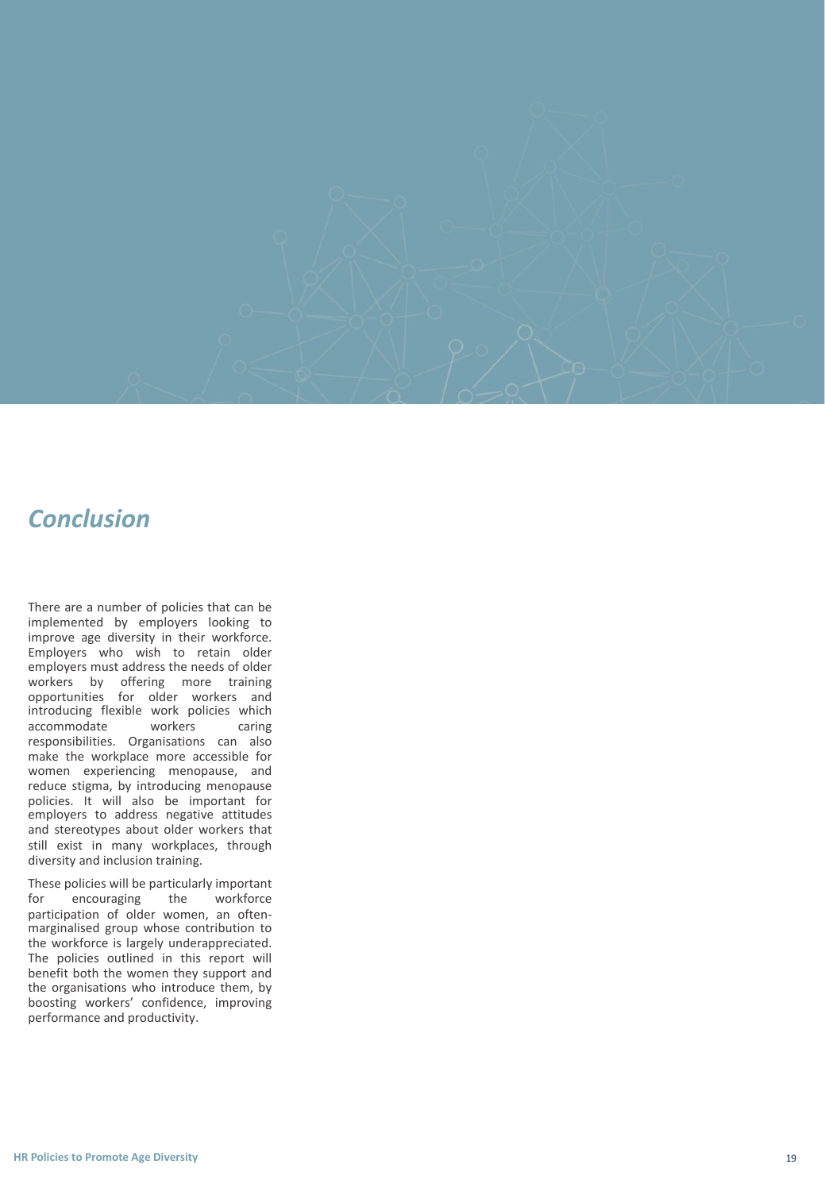## *Conclusion*

There are a number of policies that can be implemented by employers looking to improve age diversity in their workforce. Employers who wish to retain older employers must address the needs of older workers by offering more training opportunities for older workers and introducing flexible work policies which accommodate workers caring responsibilities. Organisations can also make the workplace more accessible for women experiencing menopause, and reduce stigma, by introducing menopause policies. It will also be important for employers to address negative attitudes and stereotypes about older workers that still exist in many workplaces, through diversity and inclusion training.

These policies will be particularly important for encouraging the workforce participation of older women, an often-marginalised group whose contribution to the workforce is largely underappreciated. The policies outlined in this report will benefit both the women they support and the organisations who introduce them, by boosting workers' confidence, improving performance and productivity.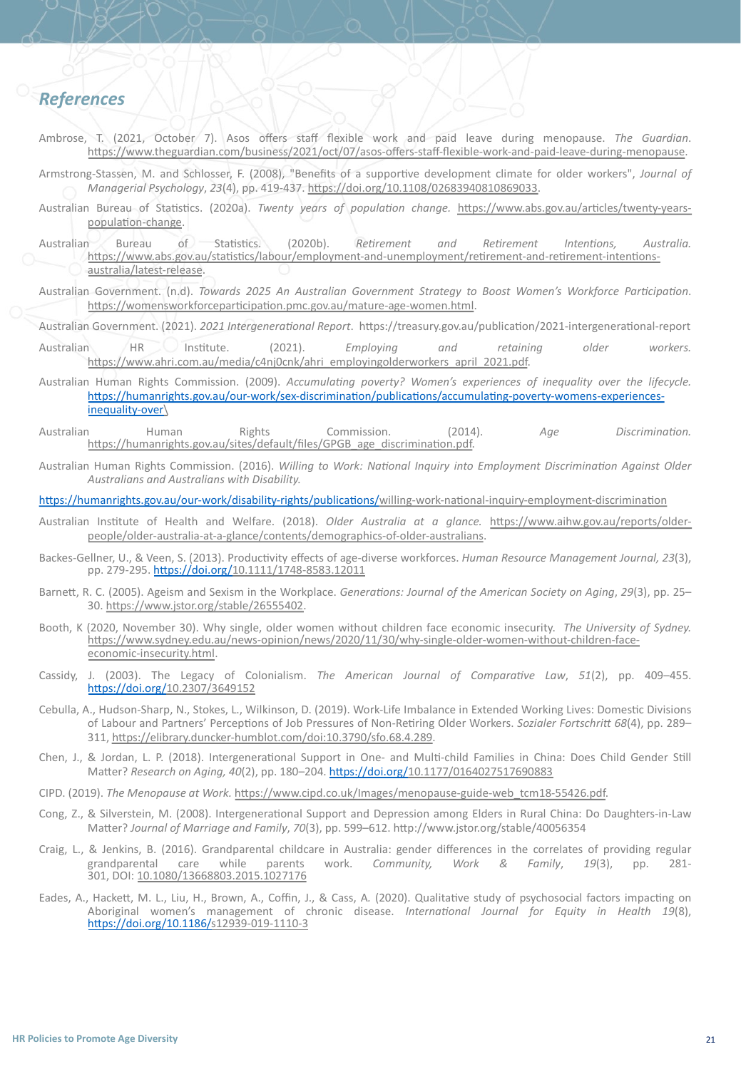## References

Ambrose, T. (2021, October 7). Asos offers staff flexible work and paid leave during menopause. *The Guardian*. https://www.theguardian.com/business/2021/oct/07/asos-offers-staff-flexible-work-and-paid-leave-during-menopause.

Armstrong-Stassen, M. and Schlosser, F. (2008), "Benefits of a supportive development climate for older workers", *Journal of Managerial Psychology*, *23*(4), pp. 419-437. https://doi.org/10.1108/02683940810869033.

Australian Bureau of Statistics. (2020a). *Twenty years of population change.* https://www.abs.gov.au/articles/twenty-years-population-change.

Australian Bureau of Statistics. (2020b). *Retirement and Retirement Intentions, Australia.* https://www.abs.gov.au/statistics/labour/employment-and-unemployment/retirement-and-retirement-intentions-australia/latest-release.

Australian Government. (n.d). *Towards 2025 An Australian Government Strategy to Boost Women's Workforce Participation*. https://womensworkforceparticipation.pmc.gov.au/mature-age-women.html.

Australian Government. (2021). *2021 Intergenerational Report*. https://treasury.gov.au/publication/2021-intergenerational-report

Australian HR Institute. (2021). *Employing and retaining older workers.* https://www.ahri.com.au/media/c4nj0cnk/ahri_employingolderworkers_april_2021.pdf.

Australian Human Rights Commission. (2009). *Accumulating poverty? Women's experiences of inequality over the lifecycle.* https://humanrights.gov.au/our-work/sex-discrimination/publications/accumulating-poverty-womens-experiences-inequality-over\

Australian Human Rights Commission. (2014). *Age Discrimination.* https://humanrights.gov.au/sites/default/files/GPGB_age_discrimination.pdf.

Australian Human Rights Commission. (2016). *Willing to Work: National Inquiry into Employment Discrimination Against Older Australians and Australians with Disability.*

https://humanrights.gov.au/our-work/disability-rights/publications/willing-work-national-inquiry-employment-discrimination

Australian Institute of Health and Welfare. (2018). *Older Australia at a glance.* https://www.aihw.gov.au/reports/older-people/older-australia-at-a-glance/contents/demographics-of-older-australians.

Backes-Gellner, U., & Veen, S. (2013). Productivity effects of age-diverse workforces. *Human Resource Management Journal, 23*(3), pp. 279-295. https://doi.org/10.1111/1748-8583.12011

Barnett, R. C. (2005). Ageism and Sexism in the Workplace. *Generations: Journal of the American Society on Aging*, *29*(3), pp. 25–30. https://www.jstor.org/stable/26555402.

Booth, K (2020, November 30). Why single, older women without children face economic insecurity. *The University of Sydney.* https://www.sydney.edu.au/news-opinion/news/2020/11/30/why-single-older-women-without-children-face-economic-insecurity.html.

Cassidy, J. (2003). The Legacy of Colonialism. *The American Journal of Comparative Law*, *51*(2), pp. 409–455. https://doi.org/10.2307/3649152

Cebulla, A., Hudson-Sharp, N., Stokes, L., Wilkinson, D. (2019). Work-Life Imbalance in Extended Working Lives: Domestic Divisions of Labour and Partners' Perceptions of Job Pressures of Non-Retiring Older Workers. *Sozialer Fortschritt 68*(4), pp. 289–311, https://elibrary.duncker-humblot.com/doi:10.3790/sfo.68.4.289.

Chen, J., & Jordan, L. P. (2018). Intergenerational Support in One- and Multi-child Families in China: Does Child Gender Still Matter? *Research on Aging, 40*(2), pp. 180–204. https://doi.org/10.1177/0164027517690883

CIPD. (2019). *The Menopause at Work.* https://www.cipd.co.uk/Images/menopause-guide-web_tcm18-55426.pdf.

Cong, Z., & Silverstein, M. (2008). Intergenerational Support and Depression among Elders in Rural China: Do Daughters-in-Law Matter? *Journal of Marriage and Family*, *70*(3), pp. 599–612. http://www.jstor.org/stable/40056354

Craig, L., & Jenkins, B. (2016). Grandparental childcare in Australia: gender differences in the correlates of providing regular grandparental care while parents work. *Community, Work & Family*, *19*(3), pp. 281-301, DOI: 10.1080/13668803.2015.1127176

Eades, A., Hackett, M. L., Liu, H., Brown, A., Coffin, J., & Cass, A. (2020). Qualitative study of psychosocial factors impacting on Aboriginal women's management of chronic disease. *International Journal for Equity in Health 19*(8), https://doi.org/10.1186/s12939-019-1110-3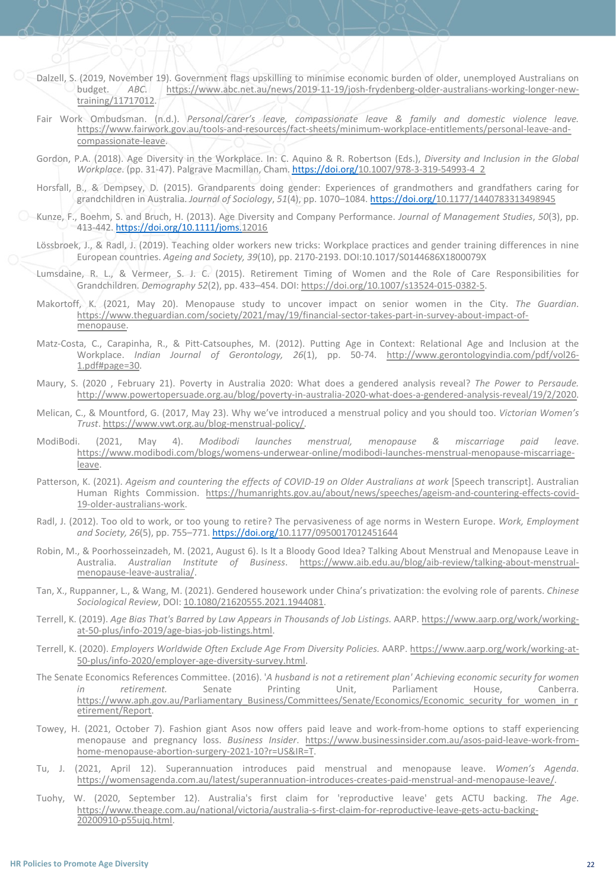Dalzell, S. (2019, November 19). Government flags upskilling to minimise economic burden of older, unemployed Australians on budget. *ABC.* https://www.abc.net.au/news/2019-11-19/josh-frydenberg-older-australians-working-longer-new-training/11717012.

Fair Work Ombudsman. (n.d.). *Personal/carer's leave, compassionate leave & family and domestic violence leave.* https://www.fairwork.gov.au/tools-and-resources/fact-sheets/minimum-workplace-entitlements/personal-leave-and-compassionate-leave.

Gordon, P.A. (2018). Age Diversity in the Workplace. In: C. Aquino & R. Robertson (Eds.), *Diversity and Inclusion in the Global Workplace*. (pp. 31-47). Palgrave Macmillan, Cham. https://doi.org/10.1007/978-3-319-54993-4_2

Horsfall, B., & Dempsey, D. (2015). Grandparents doing gender: Experiences of grandmothers and grandfathers caring for grandchildren in Australia. *Journal of Sociology*, *51*(4), pp. 1070–1084. https://doi.org/10.1177/1440783313498945

Kunze, F., Boehm, S. and Bruch, H. (2013). Age Diversity and Company Performance. *Journal of Management Studies*, *50*(3), pp. 413-442. https://doi.org/10.1111/joms.12016

Lössbroek, J., & Radl, J. (2019). Teaching older workers new tricks: Workplace practices and gender training differences in nine European countries. *Ageing and Society, 39*(10), pp. 2170-2193. DOI:10.1017/S0144686X1800079X

Lumsdaine, R. L., & Vermeer, S. J. C. (2015). Retirement Timing of Women and the Role of Care Responsibilities for Grandchildren. *Demography 52*(2), pp. 433–454. DOI: https://doi.org/10.1007/s13524-015-0382-5.

Makortoff, K. (2021, May 20). Menopause study to uncover impact on senior women in the City. *The Guardian*. https://www.theguardian.com/society/2021/may/19/financial-sector-takes-part-in-survey-about-impact-of-menopause.

Matz-Costa, C., Carapinha, R., & Pitt-Catsouphes, M. (2012). Putting Age in Context: Relational Age and Inclusion at the Workplace. *Indian Journal of Gerontology, 26*(1), pp. 50-74. http://www.gerontologyindia.com/pdf/vol26-1.pdf#page=30.

Maury, S. (2020 , February 21). Poverty in Australia 2020: What does a gendered analysis reveal? *The Power to Persaude.* http://www.powertopersuade.org.au/blog/poverty-in-australia-2020-what-does-a-gendered-analysis-reveal/19/2/2020.

Melican, C., & Mountford, G. (2017, May 23). Why we've introduced a menstrual policy and you should too. *Victorian Women's Trust*. https://www.vwt.org.au/blog-menstrual-policy/.

ModiBodi. (2021, May 4). *Modibodi launches menstrual, menopause & miscarriage paid leave*. https://www.modibodi.com/blogs/womens-underwear-online/modibodi-launches-menstrual-menopause-miscarriage-leave.

Patterson, K. (2021). *Ageism and countering the effects of COVID-19 on Older Australians at work* [Speech transcript]. Australian Human Rights Commission. https://humanrights.gov.au/about/news/speeches/ageism-and-countering-effects-covid-19-older-australians-work.

Radl, J. (2012). Too old to work, or too young to retire? The pervasiveness of age norms in Western Europe. *Work, Employment and Society, 26*(5), pp. 755–771. https://doi.org/10.1177/0950017012451644

Robin, M., & Poorhosseinzadeh, M. (2021, August 6). Is It a Bloody Good Idea? Talking About Menstrual and Menopause Leave in Australia. *Australian Institute of Business*. https://www.aib.edu.au/blog/aib-review/talking-about-menstrual-menopause-leave-australia/.

Tan, X., Ruppanner, L., & Wang, M. (2021). Gendered housework under China's privatization: the evolving role of parents. *Chinese Sociological Review*, DOI: 10.1080/21620555.2021.1944081.

Terrell, K. (2019). *Age Bias That's Barred by Law Appears in Thousands of Job Listings.* AARP. https://www.aarp.org/work/working-at-50-plus/info-2019/age-bias-job-listings.html.

Terrell, K. (2020). *Employers Worldwide Often Exclude Age From Diversity Policies.* AARP. https://www.aarp.org/work/working-at-50-plus/info-2020/employer-age-diversity-survey.html.

The Senate Economics References Committee. (2016). '*A husband is not a retirement plan' Achieving economic security for women in retirement.* Senate Printing Unit, Parliament House, Canberra. https://www.aph.gov.au/Parliamentary_Business/Committees/Senate/Economics/Economic_security_for_women_in_retirement/Report.

Towey, H. (2021, October 7). Fashion giant Asos now offers paid leave and work-from-home options to staff experiencing menopause and pregnancy loss. *Business Insider*. https://www.businessinsider.com.au/asos-paid-leave-work-from-home-menopause-abortion-surgery-2021-10?r=US&IR=T.

Tu, J. (2021, April 12). Superannuation introduces paid menstrual and menopause leave. *Women's Agenda*. https://womensagenda.com.au/latest/superannuation-introduces-creates-paid-menstrual-and-menopause-leave/.

Tuohy, W. (2020, September 12). Australia's first claim for 'reproductive leave' gets ACTU backing. *The Age*. https://www.theage.com.au/national/victoria/australia-s-first-claim-for-reproductive-leave-gets-actu-backing-20200910-p55ujq.html.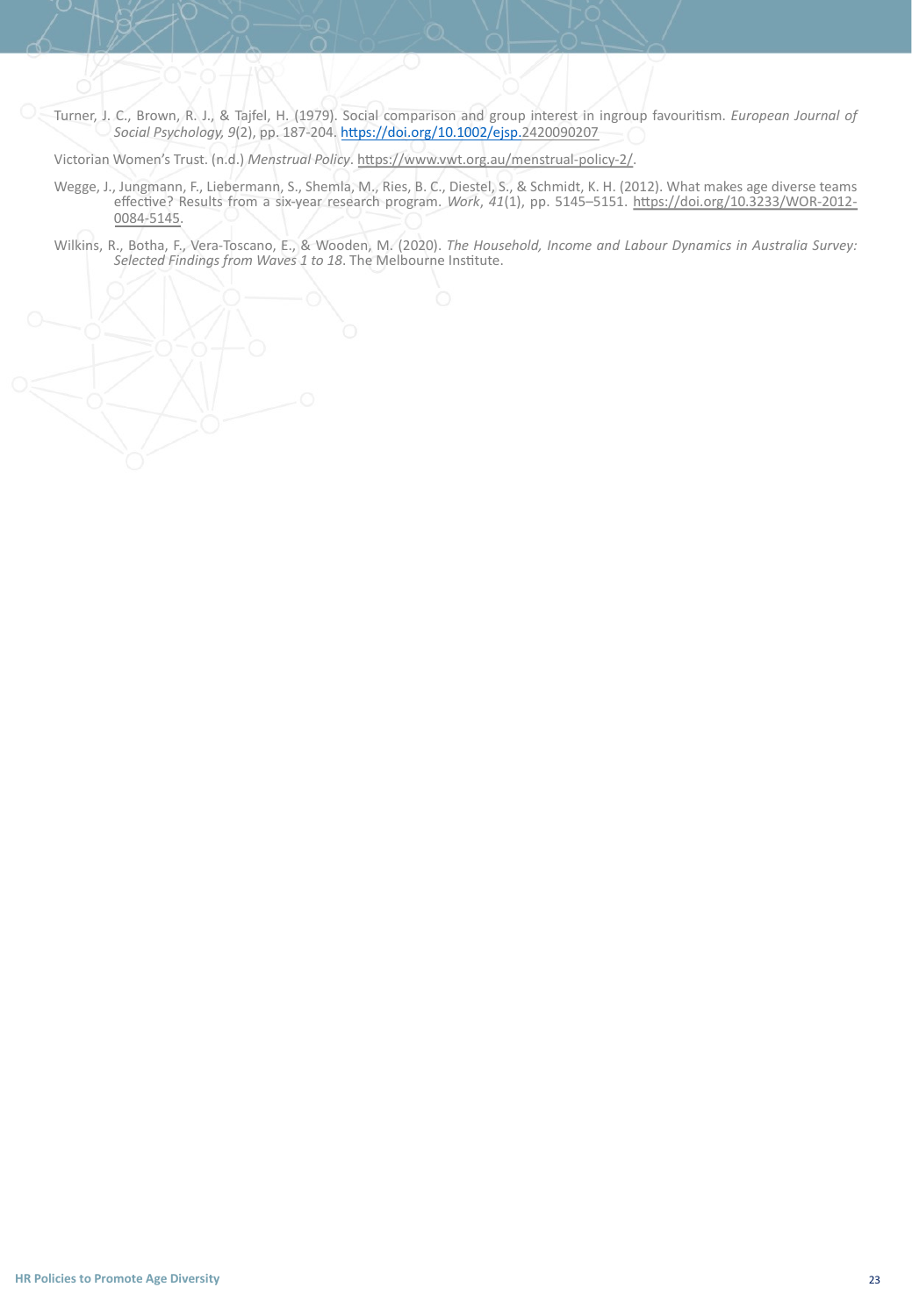Turner, J. C., Brown, R. J., & Tajfel, H. (1979). Social comparison and group interest in ingroup favouritism. *European Journal of Social Psychology, 9*(2), pp. 187-204. https://doi.org/10.1002/ejsp.2420090207

Victorian Women's Trust. (n.d.) *Menstrual Policy*. https://www.vwt.org.au/menstrual-policy-2/.

Wegge, J., Jungmann, F., Liebermann, S., Shemla, M., Ries, B. C., Diestel, S., & Schmidt, K. H. (2012). What makes age diverse teams effective? Results from a six-year research program. *Work*, *41*(1), pp. 5145–5151. https://doi.org/10.3233/WOR-2012-0084-5145.

Wilkins, R., Botha, F., Vera-Toscano, E., & Wooden, M. (2020). *The Household, Income and Labour Dynamics in Australia Survey: Selected Findings from Waves 1 to 18*. The Melbourne Institute.